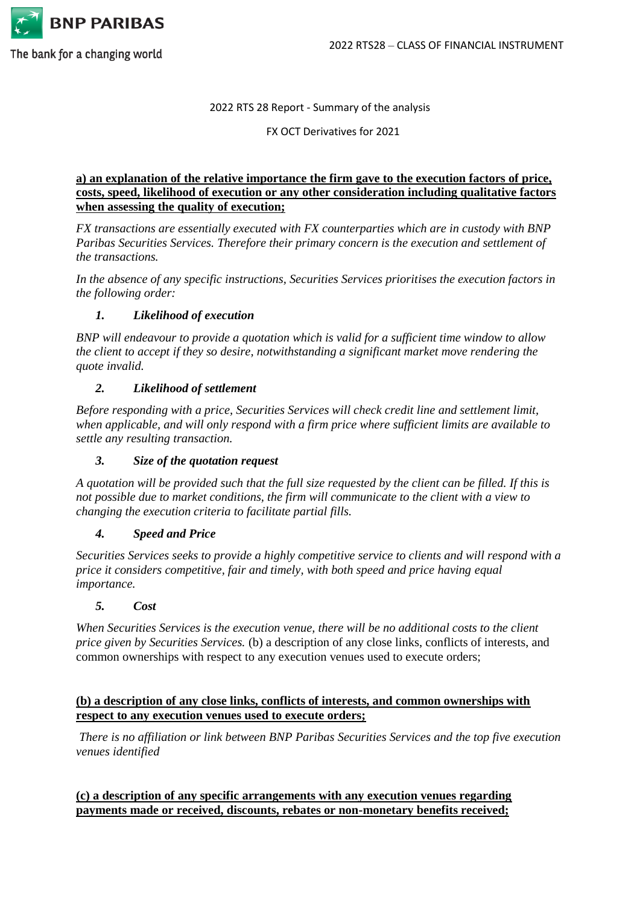2022 RTS 28 Report - Summary of the analysis

FX OCT Derivatives for 2021

**a) an explanation of the relative importance the firm gave to the execution factors of price, costs, speed, likelihood of execution or any other consideration including qualitative factors when assessing the quality of execution;**

*FX transactions are essentially executed with FX counterparties which are in custody with BNP Paribas Securities Services. Therefore their primary concern is the execution and settlement of the transactions.*

*In the absence of any specific instructions, Securities Services prioritises the execution factors in the following order:*

1. ***Likelihood of execution***

*BNP will endeavour to provide a quotation which is valid for a sufficient time window to allow the client to accept if they so desire, notwithstanding a significant market move rendering the quote invalid.*

2. ***Likelihood of settlement***

*Before responding with a price, Securities Services will check credit line and settlement limit, when applicable, and will only respond with a firm price where sufficient limits are available to settle any resulting transaction.*

3. ***Size of the quotation request***

*A quotation will be provided such that the full size requested by the client can be filled. If this is not possible due to market conditions, the firm will communicate to the client with a view to changing the execution criteria to facilitate partial fills.*

4. ***Speed and Price***

*Securities Services seeks to provide a highly competitive service to clients and will respond with a price it considers competitive, fair and timely, with both speed and price having equal importance.*

5. ***Cost***

*When Securities Services is the execution venue, there will be no additional costs to the client price given by Securities Services.* (b) a description of any close links, conflicts of interests, and common ownerships with respect to any execution venues used to execute orders;

**(b) a description of any close links, conflicts of interests, and common ownerships with respect to any execution venues used to execute orders;**

*There is no affiliation or link between BNP Paribas Securities Services and the top five execution venues identified*

**(c) a description of any specific arrangements with any execution venues regarding payments made or received, discounts, rebates or non-monetary benefits received;**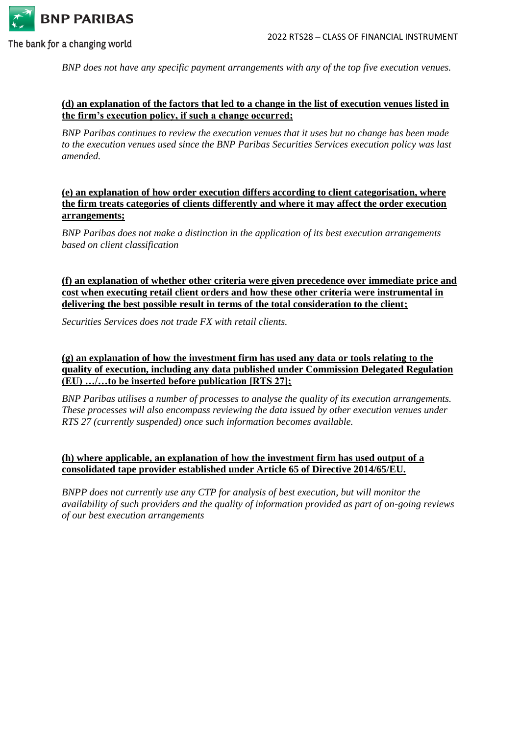*BNP does not have any specific payment arrangements with any of the top five execution venues.*

**(d) an explanation of the factors that led to a change in the list of execution venues listed in the firm's execution policy, if such a change occurred;**

*BNP Paribas continues to review the execution venues that it uses but no change has been made to the execution venues used since the BNP Paribas Securities Services execution policy was last amended.*

**(e) an explanation of how order execution differs according to client categorisation, where the firm treats categories of clients differently and where it may affect the order execution arrangements;**

*BNP Paribas does not make a distinction in the application of its best execution arrangements based on client classification*

**(f) an explanation of whether other criteria were given precedence over immediate price and cost when executing retail client orders and how these other criteria were instrumental in delivering the best possible result in terms of the total consideration to the client;**

*Securities Services does not trade FX with retail clients.*

**(g) an explanation of how the investment firm has used any data or tools relating to the quality of execution, including any data published under Commission Delegated Regulation (EU) …/…to be inserted before publication [RTS 27];**

*BNP Paribas utilises a number of processes to analyse the quality of its execution arrangements. These processes will also encompass reviewing the data issued by other execution venues under RTS 27 (currently suspended) once such information becomes available.*

**(h) where applicable, an explanation of how the investment firm has used output of a consolidated tape provider established under Article 65 of Directive 2014/65/EU.**

*BNPP does not currently use any CTP for analysis of best execution, but will monitor the availability of such providers and the quality of information provided as part of on-going reviews of our best execution arrangements*